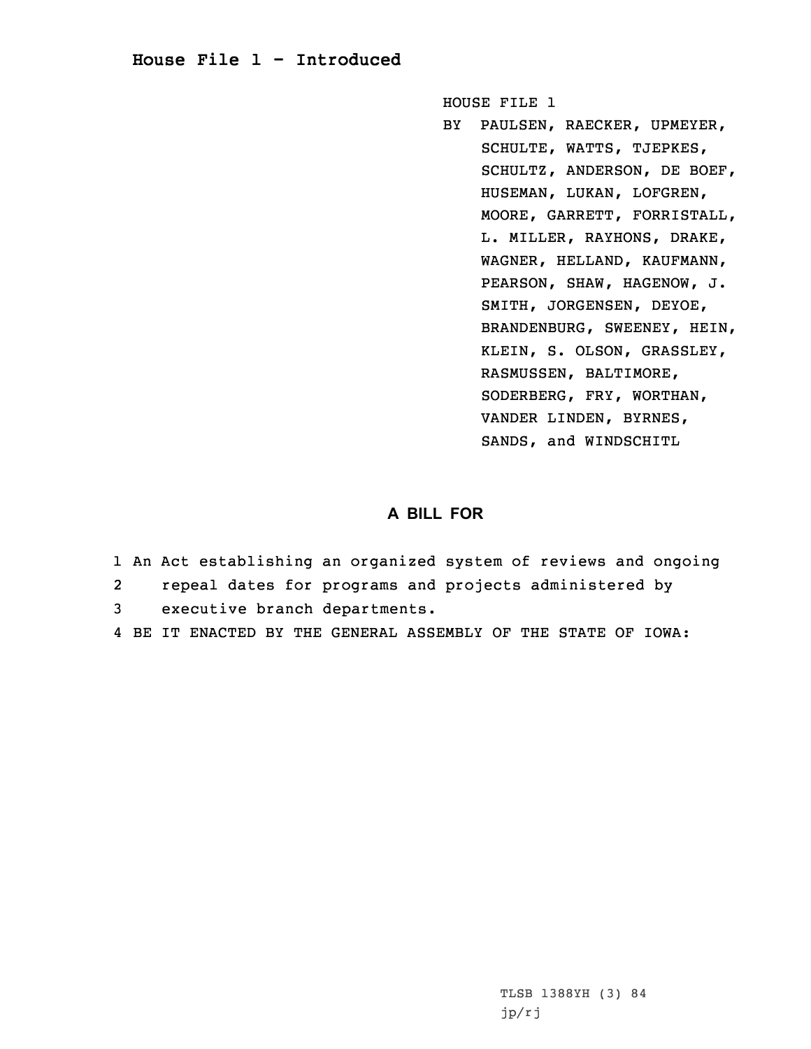# House File 1 - Introduced

HOUSE FILE 1

BY PAULSEN, RAECKER, UPMEYER, SCHULTE, WATTS, TJEPKES, SCHULTZ, ANDERSON, DE BOEF, HUSEMAN, LUKAN, LOFGREN, MOORE, GARRETT, FORRISTALL, L. MILLER, RAYHONS, DRAKE, WAGNER, HELLAND, KAUFMANN, PEARSON, SHAW, HAGENOW, J. SMITH, JORGENSEN, DEYOE, BRANDENBURG, SWEENEY, HEIN, KLEIN, S. OLSON, GRASSLEY, RASMUSSEN, BALTIMORE, SODERBERG, FRY, WORTHAN, VANDER LINDEN, BYRNES, SANDS, and WINDSCHITL

## A BILL FOR

1 An Act establishing an organized system of reviews and ongoing
2 repeal dates for programs and projects administered by
3 executive branch departments.
4 BE IT ENACTED BY THE GENERAL ASSEMBLY OF THE STATE OF IOWA:

TLSB 1388YH (3) 84
jp/rj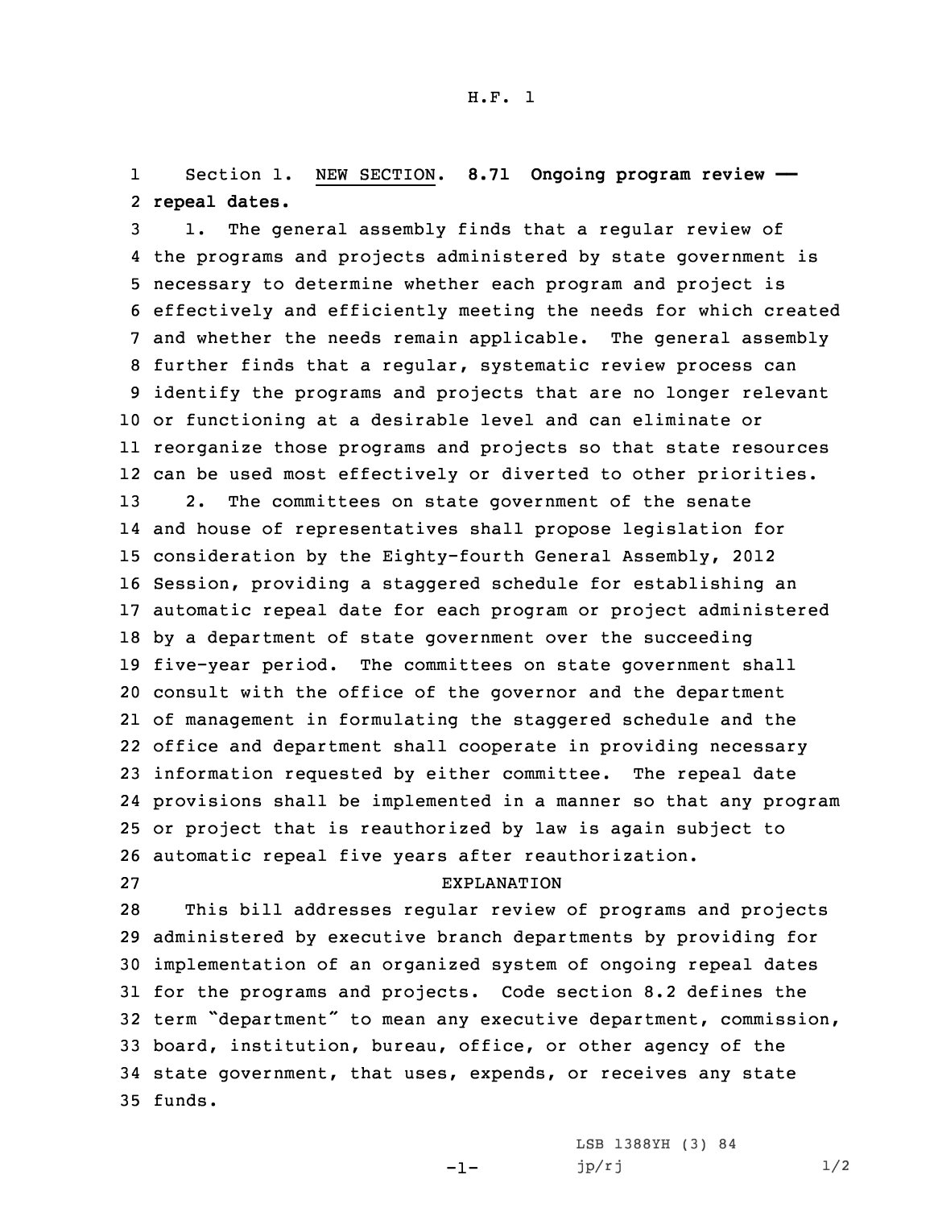Section 1. NEW SECTION. **8.71 Ongoing program review — repeal dates.**

1. The general assembly finds that a regular review of the programs and projects administered by state government is necessary to determine whether each program and project is effectively and efficiently meeting the needs for which created and whether the needs remain applicable. The general assembly further finds that a regular, systematic review process can identify the programs and projects that are no longer relevant or functioning at a desirable level and can eliminate or reorganize those programs and projects so that state resources can be used most effectively or diverted to other priorities.

2. The committees on state government of the senate and house of representatives shall propose legislation for consideration by the Eighty-fourth General Assembly, 2012 Session, providing a staggered schedule for establishing an automatic repeal date for each program or project administered by a department of state government over the succeeding five-year period. The committees on state government shall consult with the office of the governor and the department of management in formulating the staggered schedule and the office and department shall cooperate in providing necessary information requested by either committee. The repeal date provisions shall be implemented in a manner so that any program or project that is reauthorized by law is again subject to automatic repeal five years after reauthorization.

EXPLANATION

This bill addresses regular review of programs and projects administered by executive branch departments by providing for implementation of an organized system of ongoing repeal dates for the programs and projects. Code section 8.2 defines the term "department" to mean any executive department, commission, board, institution, bureau, office, or other agency of the state government, that uses, expends, or receives any state funds.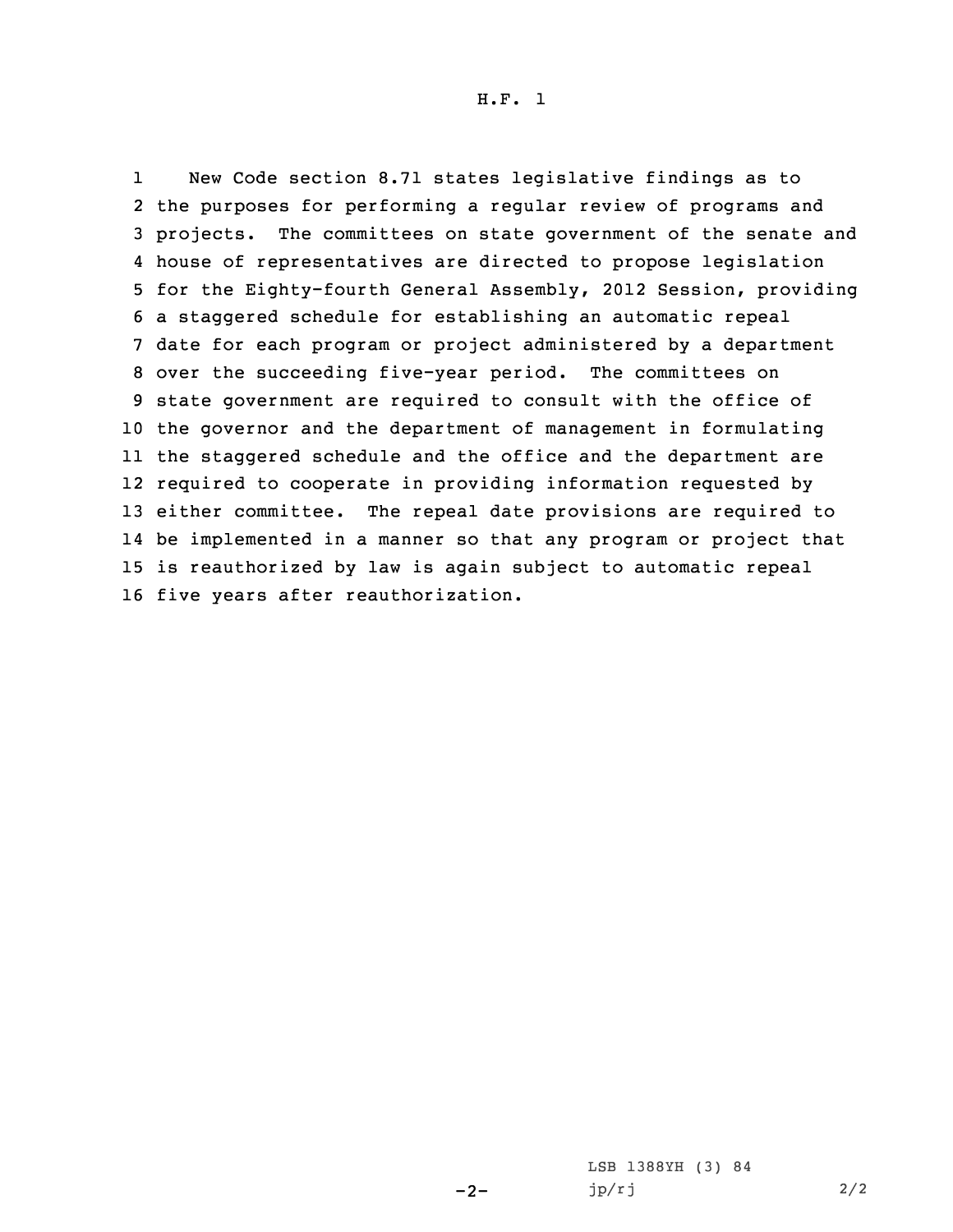New Code section 8.71 states legislative findings as to the purposes for performing a regular review of programs and projects. The committees on state government of the senate and house of representatives are directed to propose legislation for the Eighty-fourth General Assembly, 2012 Session, providing a staggered schedule for establishing an automatic repeal date for each program or project administered by a department over the succeeding five-year period. The committees on state government are required to consult with the office of the governor and the department of management in formulating the staggered schedule and the office and the department are required to cooperate in providing information requested by either committee. The repeal date provisions are required to be implemented in a manner so that any program or project that is reauthorized by law is again subject to automatic repeal five years after reauthorization.

LSB 1388YH (3) 84
jp/rj